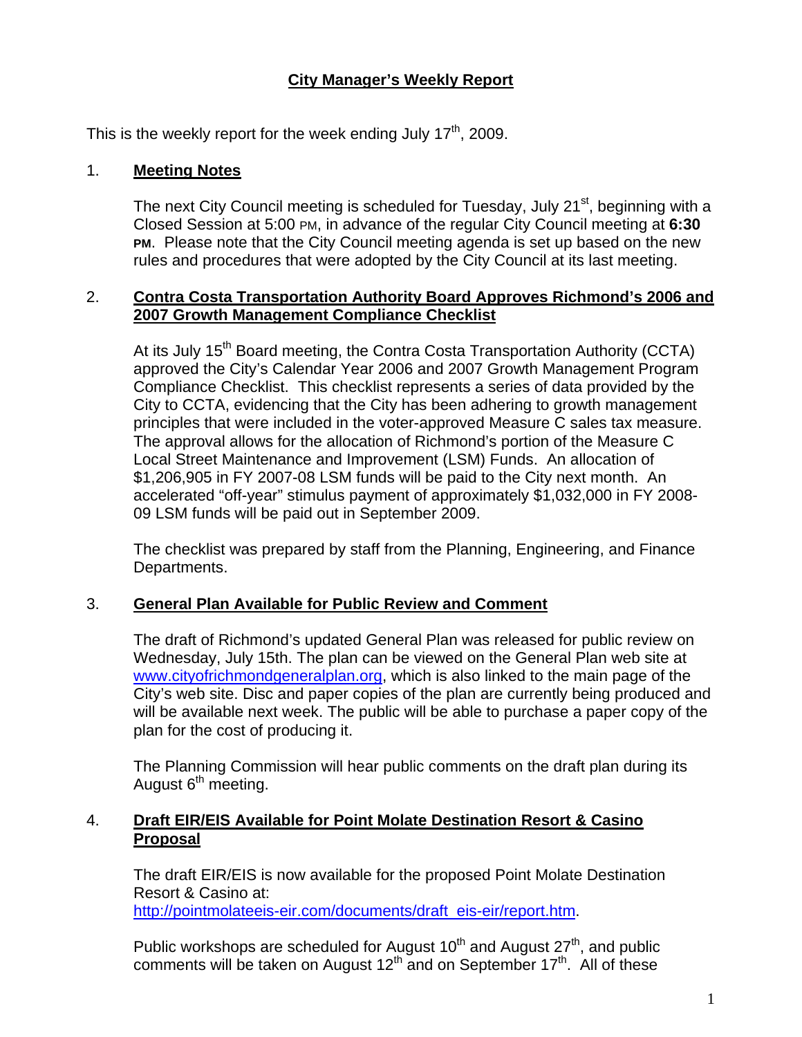# City Manager's Weekly Report

This is the weekly report for the week ending July 17th, 2009.

## 1. Meeting Notes

The next City Council meeting is scheduled for Tuesday, July 21st, beginning with a Closed Session at 5:00 PM, in advance of the regular City Council meeting at **6:30 PM**. Please note that the City Council meeting agenda is set up based on the new rules and procedures that were adopted by the City Council at its last meeting.

## 2. Contra Costa Transportation Authority Board Approves Richmond's 2006 and 2007 Growth Management Compliance Checklist

At its July 15th Board meeting, the Contra Costa Transportation Authority (CCTA) approved the City's Calendar Year 2006 and 2007 Growth Management Program Compliance Checklist. This checklist represents a series of data provided by the City to CCTA, evidencing that the City has been adhering to growth management principles that were included in the voter-approved Measure C sales tax measure. The approval allows for the allocation of Richmond's portion of the Measure C Local Street Maintenance and Improvement (LSM) Funds. An allocation of $1,206,905 in FY 2007-08 LSM funds will be paid to the City next month. An accelerated "off-year" stimulus payment of approximately $1,032,000 in FY 2008-09 LSM funds will be paid out in September 2009.

The checklist was prepared by staff from the Planning, Engineering, and Finance Departments.

## 3. General Plan Available for Public Review and Comment

The draft of Richmond's updated General Plan was released for public review on Wednesday, July 15th. The plan can be viewed on the General Plan web site at www.cityofrichmondgeneralplan.org, which is also linked to the main page of the City's web site. Disc and paper copies of the plan are currently being produced and will be available next week. The public will be able to purchase a paper copy of the plan for the cost of producing it.

The Planning Commission will hear public comments on the draft plan during its August 6th meeting.

## 4. Draft EIR/EIS Available for Point Molate Destination Resort & Casino Proposal

The draft EIR/EIS is now available for the proposed Point Molate Destination Resort & Casino at: http://pointmolateeis-eir.com/documents/draft_eis-eir/report.htm.

Public workshops are scheduled for August 10th and August 27th, and public comments will be taken on August 12th and on September 17th. All of these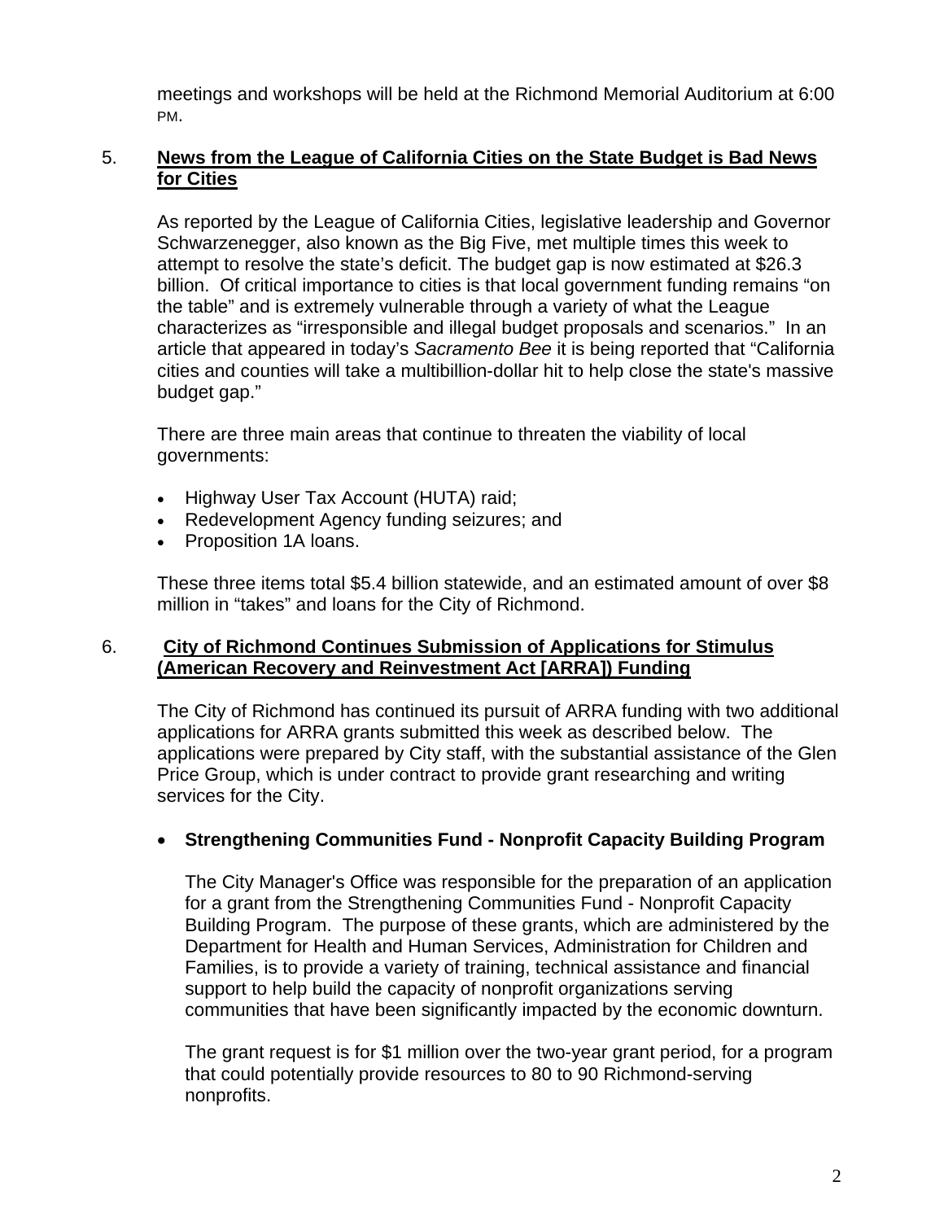meetings and workshops will be held at the Richmond Memorial Auditorium at 6:00 PM.

5. **News from the League of California Cities on the State Budget is Bad News for Cities**

As reported by the League of California Cities, legislative leadership and Governor Schwarzenegger, also known as the Big Five, met multiple times this week to attempt to resolve the state's deficit. The budget gap is now estimated at $26.3 billion. Of critical importance to cities is that local government funding remains "on the table" and is extremely vulnerable through a variety of what the League characterizes as "irresponsible and illegal budget proposals and scenarios." In an article that appeared in today's *Sacramento Bee* it is being reported that "California cities and counties will take a multibillion-dollar hit to help close the state's massive budget gap."

There are three main areas that continue to threaten the viability of local governments:

- Highway User Tax Account (HUTA) raid;
- Redevelopment Agency funding seizures; and
- Proposition 1A loans.

These three items total $5.4 billion statewide, and an estimated amount of over $8 million in "takes" and loans for the City of Richmond.

6. **City of Richmond Continues Submission of Applications for Stimulus (American Recovery and Reinvestment Act [ARRA]) Funding**

The City of Richmond has continued its pursuit of ARRA funding with two additional applications for ARRA grants submitted this week as described below. The applications were prepared by City staff, with the substantial assistance of the Glen Price Group, which is under contract to provide grant researching and writing services for the City.

- **Strengthening Communities Fund - Nonprofit Capacity Building Program**

  The City Manager's Office was responsible for the preparation of an application for a grant from the Strengthening Communities Fund - Nonprofit Capacity Building Program. The purpose of these grants, which are administered by the Department for Health and Human Services, Administration for Children and Families, is to provide a variety of training, technical assistance and financial support to help build the capacity of nonprofit organizations serving communities that have been significantly impacted by the economic downturn.

  The grant request is for $1 million over the two-year grant period, for a program that could potentially provide resources to 80 to 90 Richmond-serving nonprofits.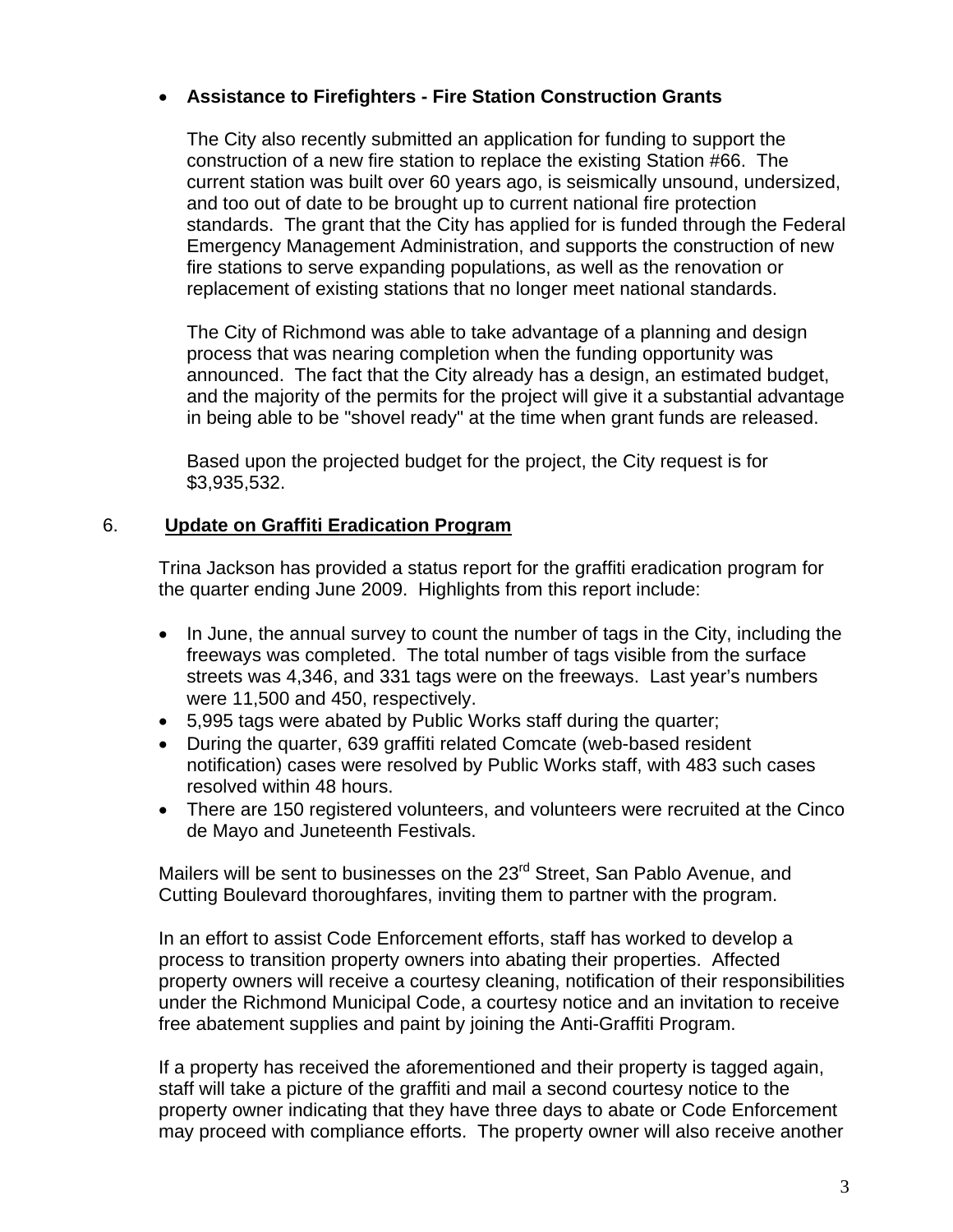- **Assistance to Firefighters - Fire Station Construction Grants**

  The City also recently submitted an application for funding to support the construction of a new fire station to replace the existing Station #66. The current station was built over 60 years ago, is seismically unsound, undersized, and too out of date to be brought up to current national fire protection standards. The grant that the City has applied for is funded through the Federal Emergency Management Administration, and supports the construction of new fire stations to serve expanding populations, as well as the renovation or replacement of existing stations that no longer meet national standards.

  The City of Richmond was able to take advantage of a planning and design process that was nearing completion when the funding opportunity was announced. The fact that the City already has a design, an estimated budget, and the majority of the permits for the project will give it a substantial advantage in being able to be "shovel ready" at the time when grant funds are released.

  Based upon the projected budget for the project, the City request is for $3,935,532.

## 6. Update on Graffiti Eradication Program

Trina Jackson has provided a status report for the graffiti eradication program for the quarter ending June 2009. Highlights from this report include:

- In June, the annual survey to count the number of tags in the City, including the freeways was completed. The total number of tags visible from the surface streets was 4,346, and 331 tags were on the freeways. Last year's numbers were 11,500 and 450, respectively.
- 5,995 tags were abated by Public Works staff during the quarter;
- During the quarter, 639 graffiti related Comcate (web-based resident notification) cases were resolved by Public Works staff, with 483 such cases resolved within 48 hours.
- There are 150 registered volunteers, and volunteers were recruited at the Cinco de Mayo and Juneteenth Festivals.

Mailers will be sent to businesses on the 23rd Street, San Pablo Avenue, and Cutting Boulevard thoroughfares, inviting them to partner with the program.

In an effort to assist Code Enforcement efforts, staff has worked to develop a process to transition property owners into abating their properties. Affected property owners will receive a courtesy cleaning, notification of their responsibilities under the Richmond Municipal Code, a courtesy notice and an invitation to receive free abatement supplies and paint by joining the Anti-Graffiti Program.

If a property has received the aforementioned and their property is tagged again, staff will take a picture of the graffiti and mail a second courtesy notice to the property owner indicating that they have three days to abate or Code Enforcement may proceed with compliance efforts. The property owner will also receive another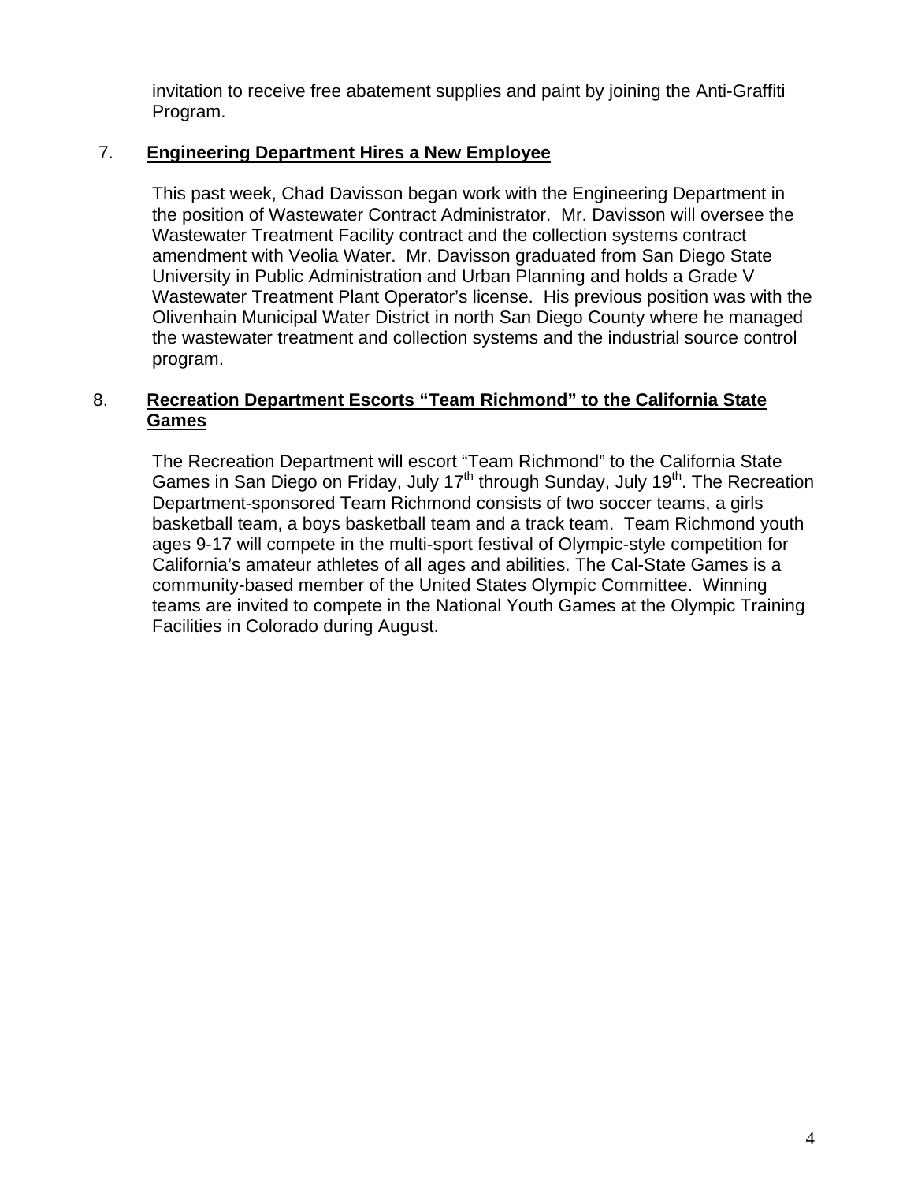invitation to receive free abatement supplies and paint by joining the Anti-Graffiti Program.

7. **Engineering Department Hires a New Employee**

This past week, Chad Davisson began work with the Engineering Department in the position of Wastewater Contract Administrator. Mr. Davisson will oversee the Wastewater Treatment Facility contract and the collection systems contract amendment with Veolia Water. Mr. Davisson graduated from San Diego State University in Public Administration and Urban Planning and holds a Grade V Wastewater Treatment Plant Operator's license. His previous position was with the Olivenhain Municipal Water District in north San Diego County where he managed the wastewater treatment and collection systems and the industrial source control program.

8. **Recreation Department Escorts "Team Richmond" to the California State Games**

The Recreation Department will escort "Team Richmond" to the California State Games in San Diego on Friday, July 17th through Sunday, July 19th. The Recreation Department-sponsored Team Richmond consists of two soccer teams, a girls basketball team, a boys basketball team and a track team. Team Richmond youth ages 9-17 will compete in the multi-sport festival of Olympic-style competition for California's amateur athletes of all ages and abilities. The Cal-State Games is a community-based member of the United States Olympic Committee. Winning teams are invited to compete in the National Youth Games at the Olympic Training Facilities in Colorado during August.